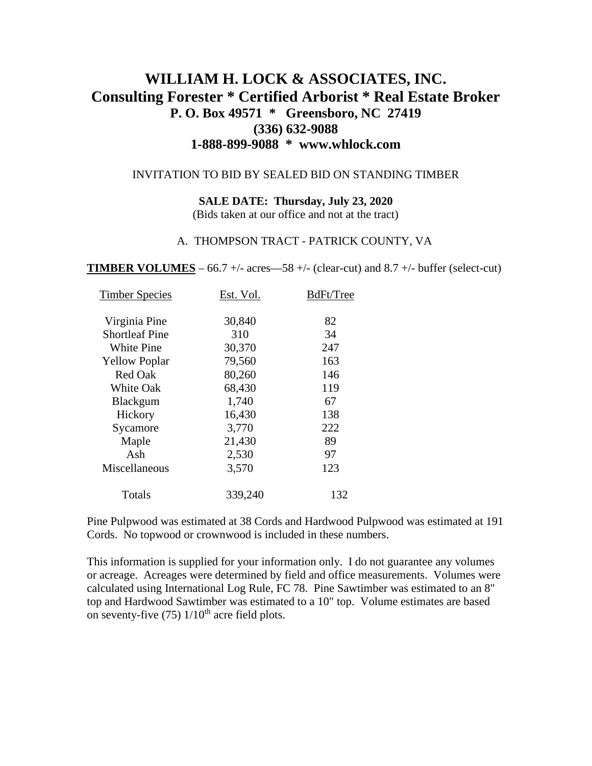# WILLIAM H. LOCK & ASSOCIATES, INC.

## Consulting Forester * Certified Arborist * Real Estate Broker

**P. O. Box 49571 * Greensboro, NC 27419**

**(336) 632-9088**

**1-888-899-9088 * www.whlock.com**

INVITATION TO BID BY SEALED BID ON STANDING TIMBER

**SALE DATE: Thursday, July 23, 2020**

(Bids taken at our office and not at the tract)

A. THOMPSON TRACT - PATRICK COUNTY, VA

**TIMBER VOLUMES** – 66.7 +/- acres—58 +/- (clear-cut) and 8.7 +/- buffer (select-cut)

| Timber Species | Est. Vol. | BdFt/Tree |
|---|---|---|
| Virginia Pine | 30,840 | 82 |
| Shortleaf Pine | 310 | 34 |
| White Pine | 30,370 | 247 |
| Yellow Poplar | 79,560 | 163 |
| Red Oak | 80,260 | 146 |
| White Oak | 68,430 | 119 |
| Blackgum | 1,740 | 67 |
| Hickory | 16,430 | 138 |
| Sycamore | 3,770 | 222 |
| Maple | 21,430 | 89 |
| Ash | 2,530 | 97 |
| Miscellaneous | 3,570 | 123 |
| Totals | 339,240 | 132 |

Pine Pulpwood was estimated at 38 Cords and Hardwood Pulpwood was estimated at 191 Cords. No topwood or crownwood is included in these numbers.

This information is supplied for your information only. I do not guarantee any volumes or acreage. Acreages were determined by field and office measurements. Volumes were calculated using International Log Rule, FC 78. Pine Sawtimber was estimated to an 8" top and Hardwood Sawtimber was estimated to a 10" top. Volume estimates are based on seventy-five (75) 1/10th acre field plots.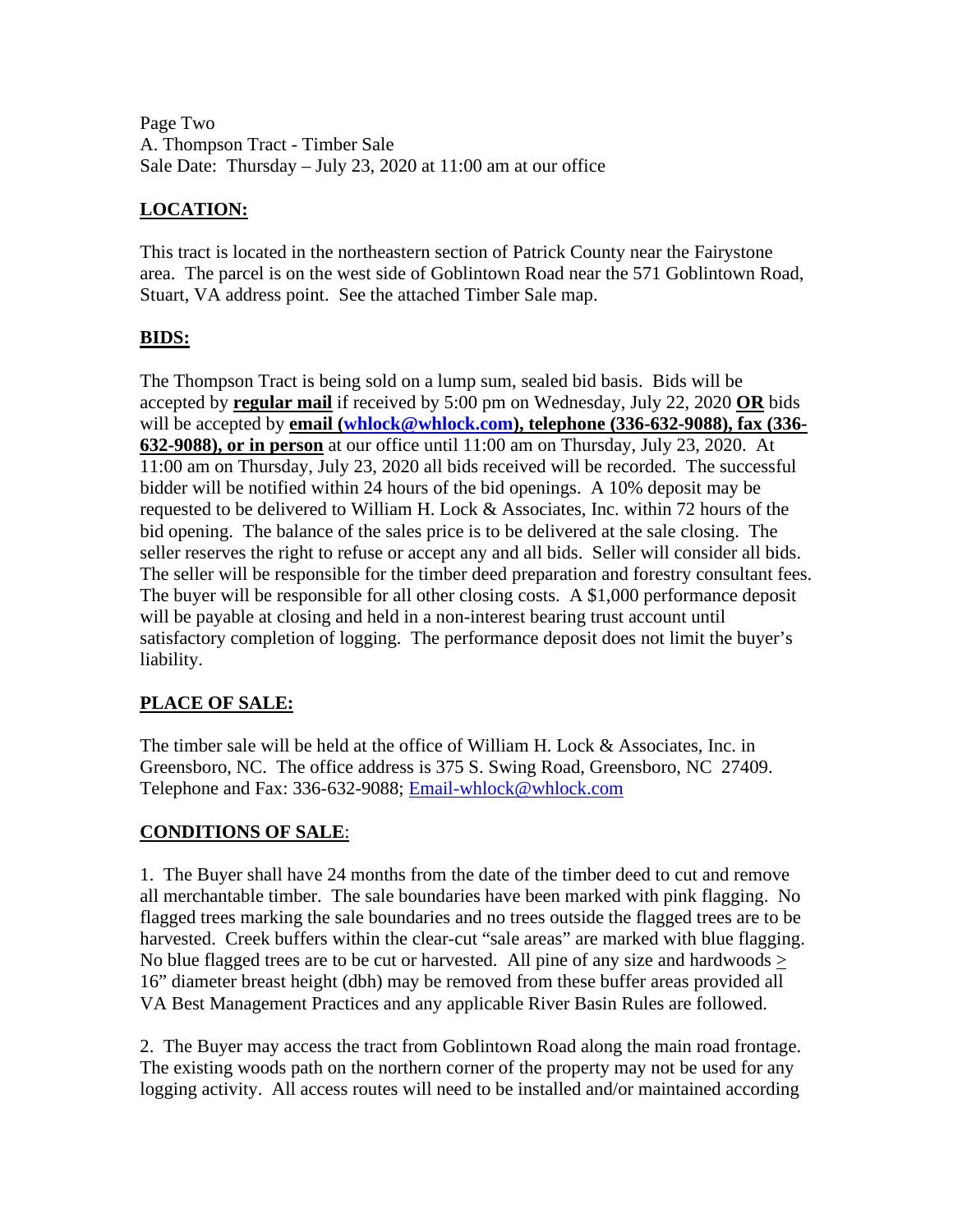Page Two
A. Thompson Tract - Timber Sale
Sale Date: Thursday – July 23, 2020 at 11:00 am at our office

## LOCATION:

This tract is located in the northeastern section of Patrick County near the Fairystone area. The parcel is on the west side of Goblintown Road near the 571 Goblintown Road, Stuart, VA address point. See the attached Timber Sale map.

## BIDS:

The Thompson Tract is being sold on a lump sum, sealed bid basis. Bids will be accepted by **regular mail** if received by 5:00 pm on Wednesday, July 22, 2020 **OR** bids will be accepted by **email (whlock@whlock.com), telephone (336-632-9088), fax (336-632-9088), or in person** at our office until 11:00 am on Thursday, July 23, 2020. At 11:00 am on Thursday, July 23, 2020 all bids received will be recorded. The successful bidder will be notified within 24 hours of the bid openings. A 10% deposit may be requested to be delivered to William H. Lock & Associates, Inc. within 72 hours of the bid opening. The balance of the sales price is to be delivered at the sale closing. The seller reserves the right to refuse or accept any and all bids. Seller will consider all bids. The seller will be responsible for the timber deed preparation and forestry consultant fees. The buyer will be responsible for all other closing costs. A $1,000 performance deposit will be payable at closing and held in a non-interest bearing trust account until satisfactory completion of logging. The performance deposit does not limit the buyer's liability.

## PLACE OF SALE:

The timber sale will be held at the office of William H. Lock & Associates, Inc. in Greensboro, NC. The office address is 375 S. Swing Road, Greensboro, NC 27409. Telephone and Fax: 336-632-9088; Email-whlock@whlock.com

## CONDITIONS OF SALE:

1. The Buyer shall have 24 months from the date of the timber deed to cut and remove all merchantable timber. The sale boundaries have been marked with pink flagging. No flagged trees marking the sale boundaries and no trees outside the flagged trees are to be harvested. Creek buffers within the clear-cut "sale areas" are marked with blue flagging. No blue flagged trees are to be cut or harvested. All pine of any size and hardwoods ≥ 16" diameter breast height (dbh) may be removed from these buffer areas provided all VA Best Management Practices and any applicable River Basin Rules are followed.

2. The Buyer may access the tract from Goblintown Road along the main road frontage. The existing woods path on the northern corner of the property may not be used for any logging activity. All access routes will need to be installed and/or maintained according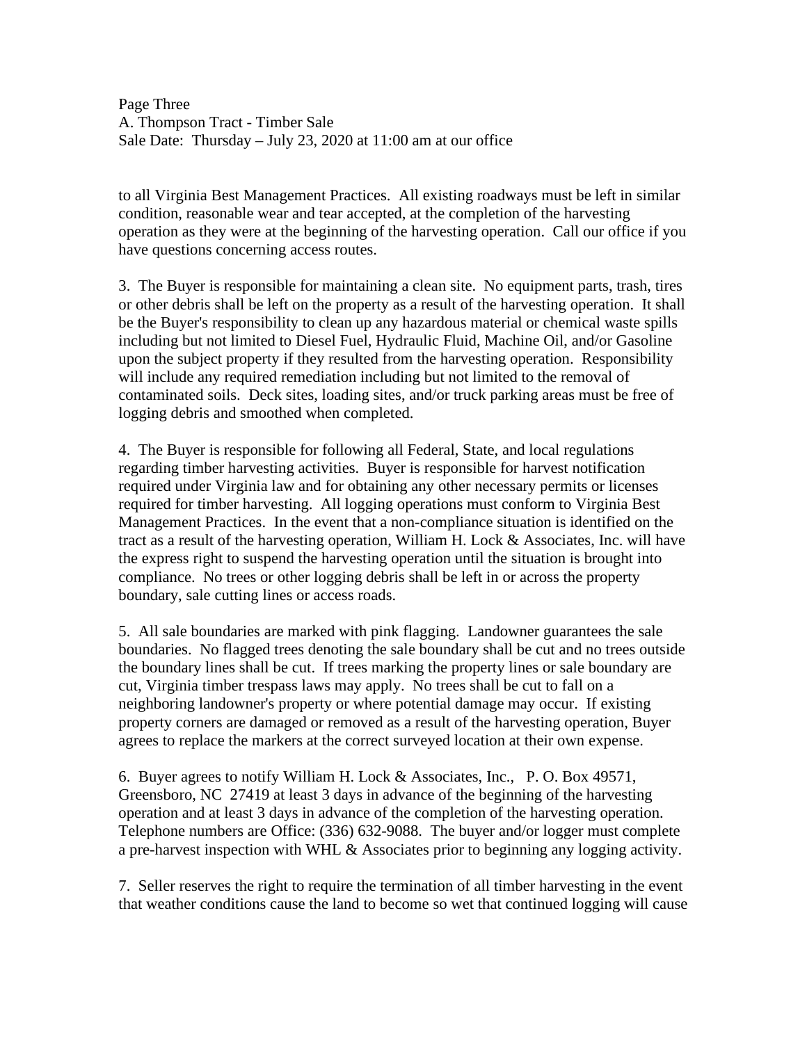to all Virginia Best Management Practices. All existing roadways must be left in similar condition, reasonable wear and tear accepted, at the completion of the harvesting operation as they were at the beginning of the harvesting operation. Call our office if you have questions concerning access routes.

3. The Buyer is responsible for maintaining a clean site. No equipment parts, trash, tires or other debris shall be left on the property as a result of the harvesting operation. It shall be the Buyer's responsibility to clean up any hazardous material or chemical waste spills including but not limited to Diesel Fuel, Hydraulic Fluid, Machine Oil, and/or Gasoline upon the subject property if they resulted from the harvesting operation. Responsibility will include any required remediation including but not limited to the removal of contaminated soils. Deck sites, loading sites, and/or truck parking areas must be free of logging debris and smoothed when completed.

4. The Buyer is responsible for following all Federal, State, and local regulations regarding timber harvesting activities. Buyer is responsible for harvest notification required under Virginia law and for obtaining any other necessary permits or licenses required for timber harvesting. All logging operations must conform to Virginia Best Management Practices. In the event that a non-compliance situation is identified on the tract as a result of the harvesting operation, William H. Lock & Associates, Inc. will have the express right to suspend the harvesting operation until the situation is brought into compliance. No trees or other logging debris shall be left in or across the property boundary, sale cutting lines or access roads.

5. All sale boundaries are marked with pink flagging. Landowner guarantees the sale boundaries. No flagged trees denoting the sale boundary shall be cut and no trees outside the boundary lines shall be cut. If trees marking the property lines or sale boundary are cut, Virginia timber trespass laws may apply. No trees shall be cut to fall on a neighboring landowner's property or where potential damage may occur. If existing property corners are damaged or removed as a result of the harvesting operation, Buyer agrees to replace the markers at the correct surveyed location at their own expense.

6. Buyer agrees to notify William H. Lock & Associates, Inc., P. O. Box 49571, Greensboro, NC 27419 at least 3 days in advance of the beginning of the harvesting operation and at least 3 days in advance of the completion of the harvesting operation. Telephone numbers are Office: (336) 632-9088. The buyer and/or logger must complete a pre-harvest inspection with WHL & Associates prior to beginning any logging activity.

7. Seller reserves the right to require the termination of all timber harvesting in the event that weather conditions cause the land to become so wet that continued logging will cause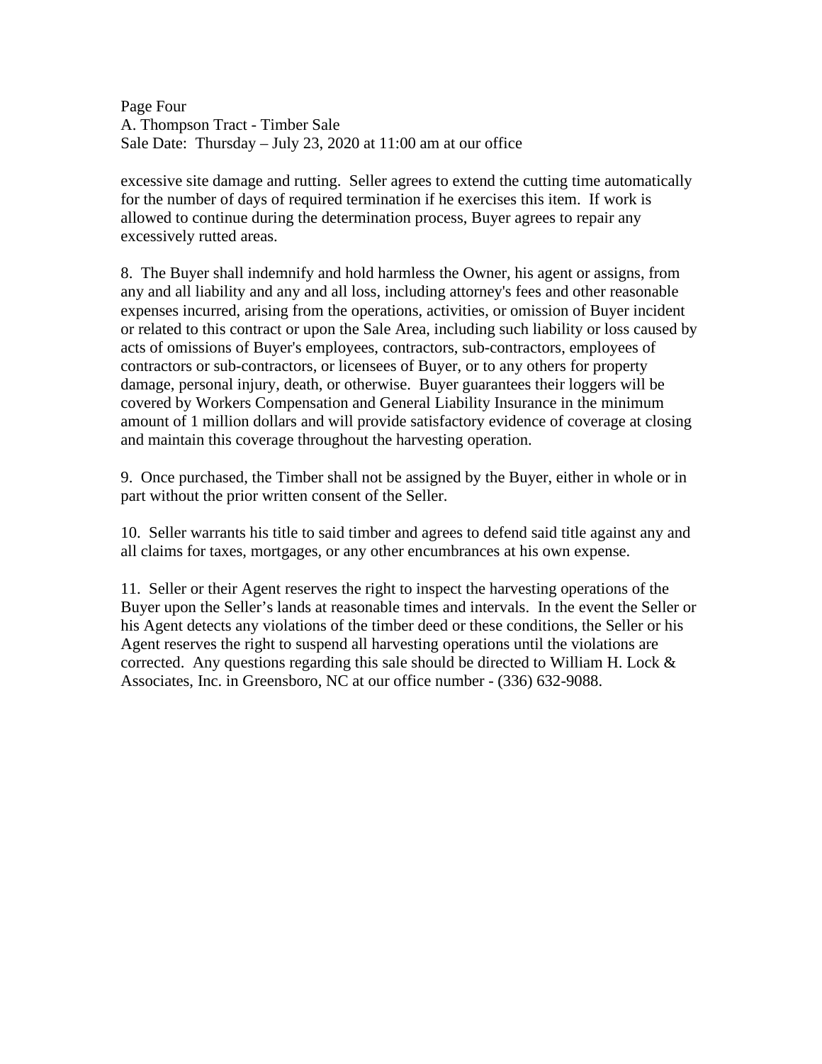excessive site damage and rutting. Seller agrees to extend the cutting time automatically for the number of days of required termination if he exercises this item. If work is allowed to continue during the determination process, Buyer agrees to repair any excessively rutted areas.

8. The Buyer shall indemnify and hold harmless the Owner, his agent or assigns, from any and all liability and any and all loss, including attorney's fees and other reasonable expenses incurred, arising from the operations, activities, or omission of Buyer incident or related to this contract or upon the Sale Area, including such liability or loss caused by acts of omissions of Buyer's employees, contractors, sub-contractors, employees of contractors or sub-contractors, or licensees of Buyer, or to any others for property damage, personal injury, death, or otherwise. Buyer guarantees their loggers will be covered by Workers Compensation and General Liability Insurance in the minimum amount of 1 million dollars and will provide satisfactory evidence of coverage at closing and maintain this coverage throughout the harvesting operation.

9. Once purchased, the Timber shall not be assigned by the Buyer, either in whole or in part without the prior written consent of the Seller.

10. Seller warrants his title to said timber and agrees to defend said title against any and all claims for taxes, mortgages, or any other encumbrances at his own expense.

11. Seller or their Agent reserves the right to inspect the harvesting operations of the Buyer upon the Seller's lands at reasonable times and intervals. In the event the Seller or his Agent detects any violations of the timber deed or these conditions, the Seller or his Agent reserves the right to suspend all harvesting operations until the violations are corrected. Any questions regarding this sale should be directed to William H. Lock & Associates, Inc. in Greensboro, NC at our office number - (336) 632-9088.